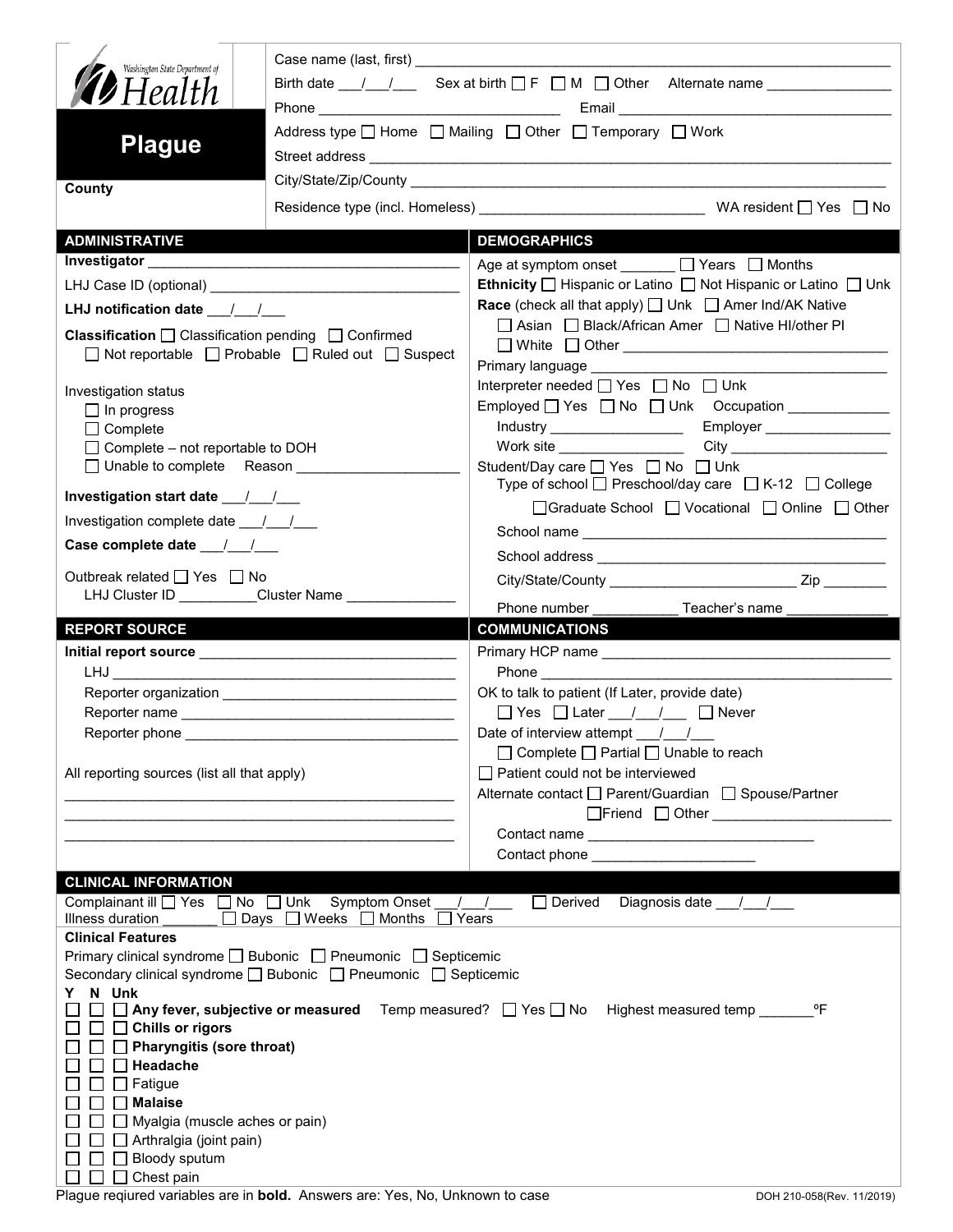Washington State Department of Health

# Plague

**County**

Case name (last, first) \_\_\_\_\_\_\_\_\_\_\_\_\_\_\_\_\_\_\_\_\_\_\_\_\_\_\_\_\_\_\_\_\_\_\_\_\_\_\_\_

Birth date \_\_\_/\_\_\_/\_\_\_ Sex at birth ☐ F ☐ M ☐ Other Alternate name \_\_\_\_\_\_\_\_\_\_\_\_\_\_\_\_

Phone \_\_\_\_\_\_\_\_\_\_\_\_\_\_\_\_\_\_\_\_\_\_\_\_\_\_\_\_ Email \_\_\_\_\_\_\_\_\_\_\_\_\_\_\_\_\_\_\_\_\_\_\_\_\_\_\_\_

Address type ☐ Home ☐ Mailing ☐ Other ☐ Temporary ☐ Work

Street address \_\_\_\_\_\_\_\_\_\_\_\_\_\_\_\_\_\_\_\_\_\_\_\_\_\_\_\_\_\_\_\_\_\_\_\_\_\_\_\_

City/State/Zip/County \_\_\_\_\_\_\_\_\_\_\_\_\_\_\_\_\_\_\_\_\_\_\_\_\_\_\_\_\_\_\_\_\_\_\_\_\_\_\_\_

Residence type (incl. Homeless) \_\_\_\_\_\_\_\_\_\_\_\_\_\_\_\_\_\_\_\_\_\_\_\_\_\_\_\_ WA resident ☐ Yes ☐ No

## ADMINISTRATIVE

**Investigator** \_\_\_\_\_\_\_\_\_\_\_\_\_\_\_\_\_\_\_\_\_\_\_\_\_\_\_\_\_\_\_\_\_\_\_\_\_\_\_\_

LHJ Case ID (optional) \_\_\_\_\_\_\_\_\_\_\_\_\_\_\_\_\_\_\_\_\_\_\_\_\_\_\_\_\_\_\_\_

**LHJ notification date** \_\_\_/\_\_\_/\_\_\_

**Classification** ☐ Classification pending ☐ Confirmed ☐ Not reportable ☐ Probable ☐ Ruled out ☐ Suspect

Investigation status
- ☐ In progress
- ☐ Complete
- ☐ Complete – not reportable to DOH
- ☐ Unable to complete Reason \_\_\_\_\_\_\_\_\_\_\_\_\_\_\_\_\_\_\_\_

**Investigation start date** \_\_\_/\_\_\_/\_\_\_

Investigation complete date \_\_\_/\_\_\_/\_\_\_

**Case complete date** \_\_\_/\_\_\_/\_\_\_

Outbreak related ☐ Yes ☐ No
LHJ Cluster ID \_\_\_\_\_\_\_\_\_\_ Cluster Name \_\_\_\_\_\_\_\_\_\_\_\_\_\_

## DEMOGRAPHICS

Age at symptom onset \_\_\_\_\_\_\_ ☐ Years ☐ Months

**Ethnicity** ☐ Hispanic or Latino ☐ Not Hispanic or Latino ☐ Unk

**Race** (check all that apply) ☐ Unk ☐ Amer Ind/AK Native ☐ Asian ☐ Black/African Amer ☐ Native HI/other PI ☐ White ☐ Other \_\_\_\_\_\_\_\_\_\_\_\_\_\_\_\_\_\_\_\_\_\_\_\_\_\_\_\_

Primary language \_\_\_\_\_\_\_\_\_\_\_\_\_\_\_\_\_\_\_\_\_\_\_\_\_\_\_\_\_\_\_\_\_\_\_\_

Interpreter needed ☐ Yes ☐ No ☐ Unk

Employed ☐ Yes ☐ No ☐ Unk Occupation \_\_\_\_\_\_\_\_\_\_\_\_\_

Industry \_\_\_\_\_\_\_\_\_\_\_\_\_\_\_\_\_ Employer \_\_\_\_\_\_\_\_\_\_\_\_\_\_\_\_

Work site \_\_\_\_\_\_\_\_\_\_\_\_\_\_\_\_ City \_\_\_\_\_\_\_\_\_\_\_\_\_\_\_\_\_\_\_\_

Student/Day care ☐ Yes ☐ No ☐ Unk
Type of school ☐ Preschool/day care ☐ K-12 ☐ College ☐ Graduate School ☐ Vocational ☐ Online ☐ Other

School name \_\_\_\_\_\_\_\_\_\_\_\_\_\_\_\_\_\_\_\_\_\_\_\_\_\_\_\_\_\_\_\_\_\_\_\_\_\_

School address \_\_\_\_\_\_\_\_\_\_\_\_\_\_\_\_\_\_\_\_\_\_\_\_\_\_\_\_\_\_\_\_\_\_\_\_

City/State/County \_\_\_\_\_\_\_\_\_\_\_\_\_\_\_\_\_\_\_\_\_\_\_ Zip \_\_\_\_\_\_\_\_

Phone number \_\_\_\_\_\_\_\_\_\_\_ Teacher's name \_\_\_\_\_\_\_\_\_\_\_\_\_

## REPORT SOURCE

**Initial report source** \_\_\_\_\_\_\_\_\_\_\_\_\_\_\_\_\_\_\_\_\_\_\_\_\_\_\_\_\_\_\_\_\_\_\_\_

LHJ \_\_\_\_\_\_\_\_\_\_\_\_\_\_\_\_\_\_\_\_\_\_\_\_\_\_\_\_\_\_\_\_\_\_\_\_\_\_\_\_

Reporter organization \_\_\_\_\_\_\_\_\_\_\_\_\_\_\_\_\_\_\_\_\_\_\_\_\_\_\_\_\_\_

Reporter name \_\_\_\_\_\_\_\_\_\_\_\_\_\_\_\_\_\_\_\_\_\_\_\_\_\_\_\_\_\_\_\_\_\_

Reporter phone \_\_\_\_\_\_\_\_\_\_\_\_\_\_\_\_\_\_\_\_\_\_\_\_\_\_\_\_\_\_\_\_\_\_

All reporting sources (list all that apply)

\_\_\_\_\_\_\_\_\_\_\_\_\_\_\_\_\_\_\_\_\_\_\_\_\_\_\_\_\_\_\_\_\_\_\_\_\_\_\_\_\_\_\_\_\_\_

\_\_\_\_\_\_\_\_\_\_\_\_\_\_\_\_\_\_\_\_\_\_\_\_\_\_\_\_\_\_\_\_\_\_\_\_\_\_\_\_\_\_\_\_\_\_

\_\_\_\_\_\_\_\_\_\_\_\_\_\_\_\_\_\_\_\_\_\_\_\_\_\_\_\_\_\_\_\_\_\_\_\_\_\_\_\_\_\_\_\_\_\_

## COMMUNICATIONS

Primary HCP name \_\_\_\_\_\_\_\_\_\_\_\_\_\_\_\_\_\_\_\_\_\_\_\_\_\_\_\_\_\_\_\_\_\_\_\_

Phone \_\_\_\_\_\_\_\_\_\_\_\_\_\_\_\_\_\_\_\_\_\_\_\_\_\_\_\_\_\_\_\_\_\_\_\_\_\_\_\_

OK to talk to patient (If Later, provide date)
☐ Yes ☐ Later \_\_\_/\_\_\_/\_\_\_ ☐ Never

Date of interview attempt \_\_\_/\_\_\_/\_\_\_
☐ Complete ☐ Partial ☐ Unable to reach

☐ Patient could not be interviewed

Alternate contact ☐ Parent/Guardian ☐ Spouse/Partner ☐ Friend ☐ Other \_\_\_\_\_\_\_\_\_\_\_\_\_\_\_\_\_\_\_\_\_\_

Contact name \_\_\_\_\_\_\_\_\_\_\_\_\_\_\_\_\_\_\_\_\_\_\_\_\_\_\_\_\_

Contact phone \_\_\_\_\_\_\_\_\_\_\_\_\_\_\_\_\_\_\_\_\_

## CLINICAL INFORMATION

Complainant ill ☐ Yes ☐ No ☐ Unk Symptom Onset \_\_\_/\_\_\_/\_\_\_ ☐ Derived Diagnosis date \_\_\_/\_\_\_/\_\_\_
Illness duration \_\_\_\_\_\_\_ ☐ Days ☐ Weeks ☐ Months ☐ Years

### Clinical Features

Primary clinical syndrome ☐ Bubonic ☐ Pneumonic ☐ Septicemic
Secondary clinical syndrome ☐ Bubonic ☐ Pneumonic ☐ Septicemic

| Y | N | Unk | |
|---|---|---|---|
| ☐ | ☐ | ☐ | **Any fever, subjective or measured** Temp measured? ☐ Yes ☐ No Highest measured temp \_\_\_\_\_\_\_ºF |
| ☐ | ☐ | ☐ | **Chills or rigors** |
| ☐ | ☐ | ☐ | **Pharyngitis (sore throat)** |
| ☐ | ☐ | ☐ | **Headache** |
| ☐ | ☐ | ☐ | Fatigue |
| ☐ | ☐ | ☐ | **Malaise** |
| ☐ | ☐ | ☐ | Myalgia (muscle aches or pain) |
| ☐ | ☐ | ☐ | Arthralgia (joint pain) |
| ☐ | ☐ | ☐ | Bloody sputum |
| ☐ | ☐ | ☐ | Chest pain |

Plague reqiured variables are in **bold**. Answers are: Yes, No, Unknown to case

DOH 210-058(Rev. 11/2019)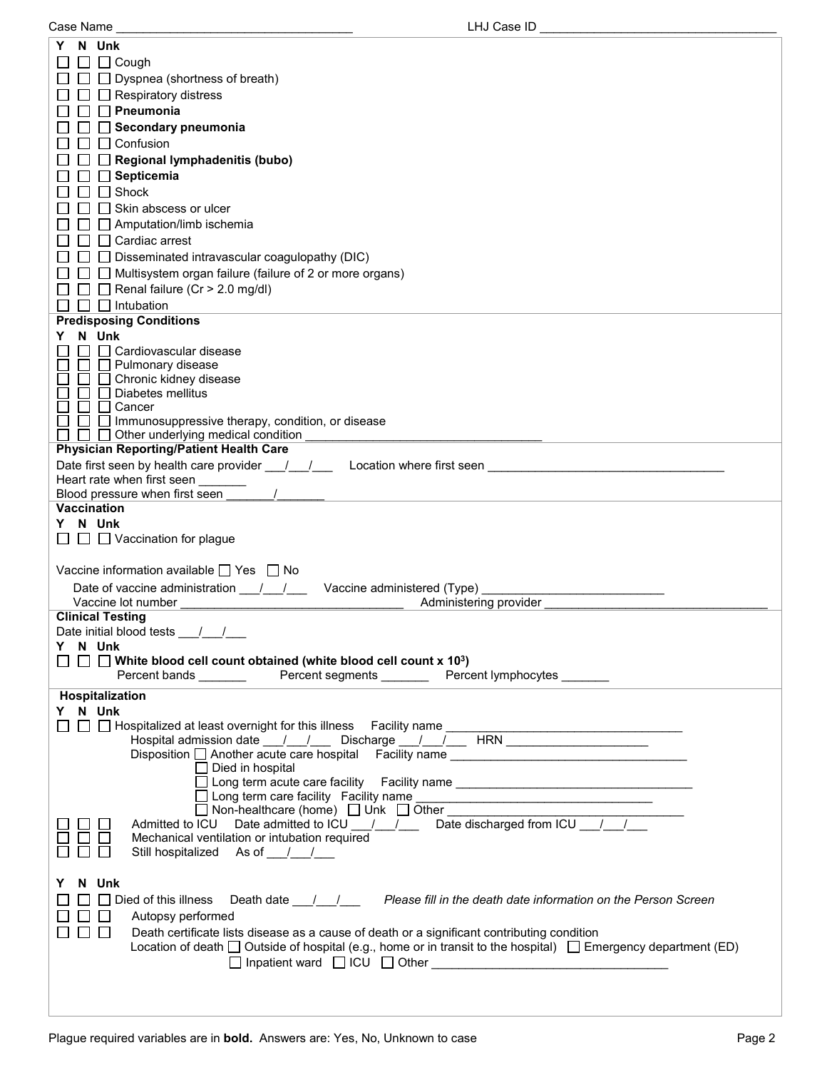Case Name ___________________________________ LHJ Case ID ___________________________________

**Y N Unk**

☐ ☐ ☐ Cough
☐ ☐ ☐ Dyspnea (shortness of breath)
☐ ☐ ☐ Respiratory distress
☐ ☐ ☐ **Pneumonia**
☐ ☐ ☐ **Secondary pneumonia**
☐ ☐ ☐ Confusion
☐ ☐ ☐ **Regional lymphadenitis (bubo)**
☐ ☐ ☐ **Septicemia**
☐ ☐ ☐ Shock
☐ ☐ ☐ Skin abscess or ulcer
☐ ☐ ☐ Amputation/limb ischemia
☐ ☐ ☐ Cardiac arrest
☐ ☐ ☐ Disseminated intravascular coagulopathy (DIC)
☐ ☐ ☐ Multisystem organ failure (failure of 2 or more organs)
☐ ☐ ☐ Renal failure (Cr > 2.0 mg/dl)
☐ ☐ ☐ Intubation

## Predisposing Conditions

**Y N Unk**

☐ ☐ ☐ Cardiovascular disease
☐ ☐ ☐ Pulmonary disease
☐ ☐ ☐ Chronic kidney disease
☐ ☐ ☐ Diabetes mellitus
☐ ☐ ☐ Cancer
☐ ☐ ☐ Immunosuppressive therapy, condition, or disease
☐ ☐ ☐ Other underlying medical condition ___________________________________

## Physician Reporting/Patient Health Care

Date first seen by health care provider ___/___/___ Location where first seen ___________________________________
Heart rate when first seen _______
Blood pressure when first seen _______/_______

## Vaccination

**Y N Unk**

☐ ☐ ☐ Vaccination for plague

Vaccine information available ☐ Yes ☐ No

Date of vaccine administration ___/___/___ Vaccine administered (Type) ___________________________
Vaccine lot number _________________________________ Administering provider _________________________________

## Clinical Testing

Date initial blood tests ___/___/___

**Y N Unk**

☐ ☐ ☐ **White blood cell count obtained (white blood cell count x $10^3$)**
Percent bands _______ Percent segments _______ Percent lymphocytes _______

## Hospitalization

**Y N Unk**

☐ ☐ ☐ Hospitalized at least overnight for this illness Facility name ___________________________________
Hospital admission date ___/___/___ Discharge ___/___/___ HRN _____________________
Disposition ☐ Another acute care hospital Facility name ___________________________________
☐ Died in hospital
☐ Long term acute care facility Facility name ___________________________________
☐ Long term care facility Facility name ___________________________________
☐ Non-healthcare (home) ☐ Unk ☐ Other ___________________________________

☐ ☐ ☐ Admitted to ICU Date admitted to ICU ___/___/___ Date discharged from ICU ___/___/___
☐ ☐ ☐ Mechanical ventilation or intubation required
☐ ☐ ☐ Still hospitalized As of ___/___/___

**Y N Unk**

☐ ☐ ☐ Died of this illness Death date ___/___/___ *Please fill in the death date information on the Person Screen*
☐ ☐ ☐ Autopsy performed
☐ ☐ ☐ Death certificate lists disease as a cause of death or a significant contributing condition
Location of death ☐ Outside of hospital (e.g., home or in transit to the hospital) ☐ Emergency department (ED)
☐ Inpatient ward ☐ ICU ☐ Other ___________________________________

Plague required variables are in **bold**. Answers are: Yes, No, Unknown to case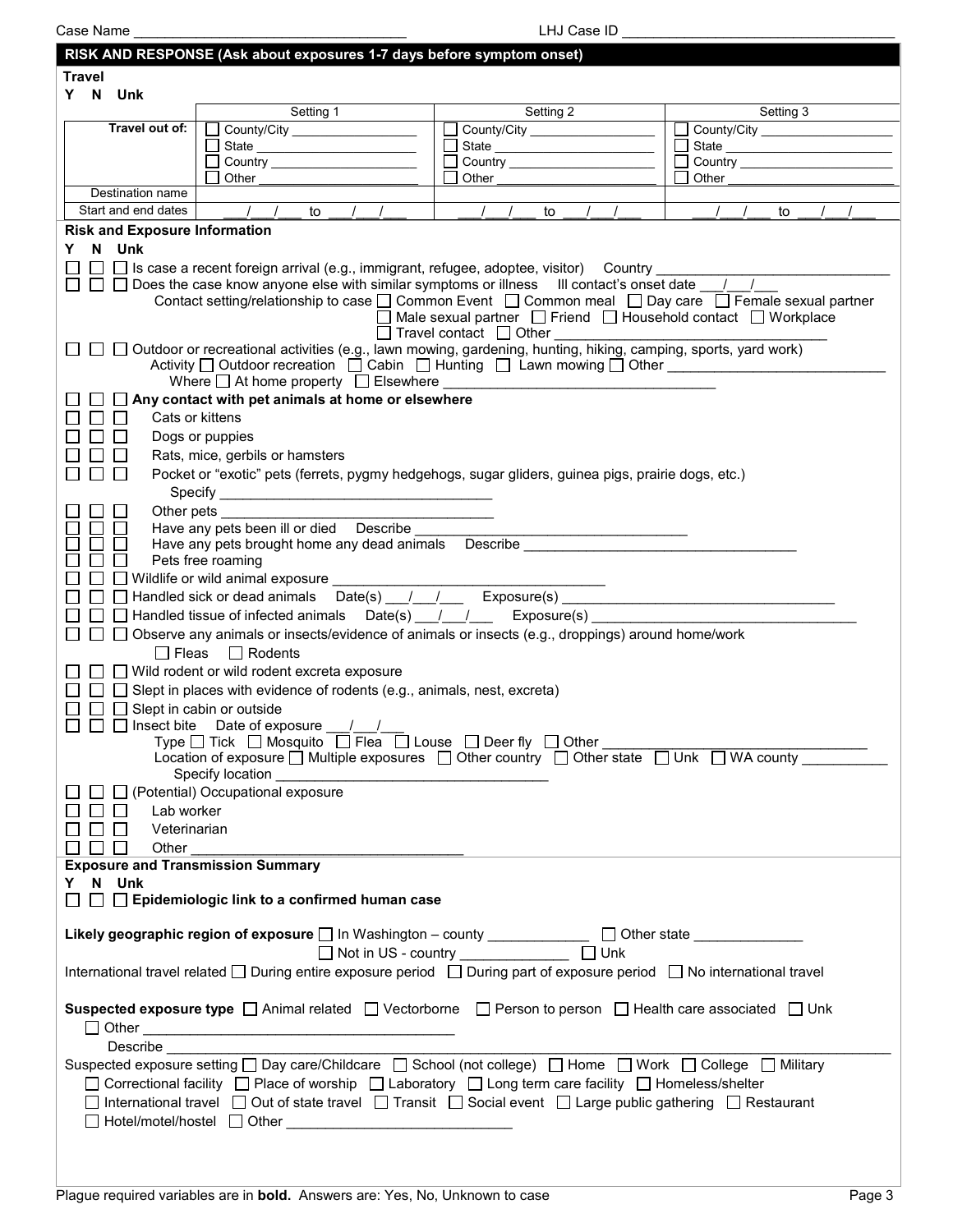Case Name ___________________________________ LHJ Case ID ___________________________________

## RISK AND RESPONSE (Ask about exposures 1-7 days before symptom onset)

**Travel**

Y N Unk

| | Setting 1 | Setting 2 | Setting 3 |
|---|---|---|---|
| Travel out of: | ☐ County/City ____________ ☐ State ____________ ☐ Country ____________ ☐ Other ____________ | ☐ County/City ____________ ☐ State ____________ ☐ Country ____________ ☐ Other ____________ | ☐ County/City ____________ ☐ State ____________ ☐ Country ____________ ☐ Other ____________ |
| Destination name | | | |
| Start and end dates | ___/___/___ to ___/___/___ | ___/___/___ to ___/___/___ | ___/___/___ to ___/___/___ |

**Risk and Exposure Information**

Y N Unk

☐ ☐ ☐ Is case a recent foreign arrival (e.g., immigrant, refugee, adoptee, visitor) Country ______________________

☐ ☐ ☐ Does the case know anyone else with similar symptoms or illness Ill contact's onset date ___/___/___
Contact setting/relationship to case ☐ Common Event ☐ Common meal ☐ Day care ☐ Female sexual partner ☐ Male sexual partner ☐ Friend ☐ Household contact ☐ Workplace ☐ Travel contact ☐ Other ______________________

☐ ☐ ☐ Outdoor or recreational activities (e.g., lawn mowing, gardening, hunting, hiking, camping, sports, yard work)
Activity ☐ Outdoor recreation ☐ Cabin ☐ Hunting ☐ Lawn mowing ☐ Other ______________________
Where ☐ At home property ☐ Elsewhere ______________________

☐ ☐ ☐ **Any contact with pet animals at home or elsewhere**

☐ ☐ ☐ Cats or kittens

☐ ☐ ☐ Dogs or puppies

☐ ☐ ☐ Rats, mice, gerbils or hamsters

☐ ☐ ☐ Pocket or "exotic" pets (ferrets, pygmy hedgehogs, sugar gliders, guinea pigs, prairie dogs, etc.)
Specify ______________________

☐ ☐ ☐ Other pets ______________________

☐ ☐ ☐ Have any pets been ill or died Describe ______________________

☐ ☐ ☐ Have any pets brought home any dead animals Describe ______________________

☐ ☐ ☐ Pets free roaming

☐ ☐ ☐ Wildlife or wild animal exposure ______________________

☐ ☐ ☐ Handled sick or dead animals Date(s) ___/___/___ Exposure(s) ______________________

☐ ☐ ☐ Handled tissue of infected animals Date(s) ___/___/___ Exposure(s) ______________________

☐ ☐ ☐ Observe any animals or insects/evidence of animals or insects (e.g., droppings) around home/work
☐ Fleas ☐ Rodents

☐ ☐ ☐ Wild rodent or wild rodent excreta exposure

☐ ☐ ☐ Slept in places with evidence of rodents (e.g., animals, nest, excreta)

☐ ☐ ☐ Slept in cabin or outside

☐ ☐ ☐ Insect bite Date of exposure ___/___/___
Type ☐ Tick ☐ Mosquito ☐ Flea ☐ Louse ☐ Deer fly ☐ Other ______________________
Location of exposure ☐ Multiple exposures ☐ Other country ☐ Other state ☐ Unk ☐ WA county __________
Specify location ______________________

☐ ☐ ☐ (Potential) Occupational exposure

☐ ☐ ☐ Lab worker

☐ ☐ ☐ Veterinarian

☐ ☐ ☐ Other ______________________

**Exposure and Transmission Summary**

Y N Unk

☐ ☐ ☐ **Epidemiologic link to a confirmed human case**

**Likely geographic region of exposure** ☐ In Washington – county ____________ ☐ Other state ____________
☐ Not in US - country ____________ ☐ Unk

International travel related ☐ During entire exposure period ☐ During part of exposure period ☐ No international travel

**Suspected exposure type** ☐ Animal related ☐ Vectorborne ☐ Person to person ☐ Health care associated ☐ Unk
☐ Other ______________________
Describe ______________________

Suspected exposure setting ☐ Day care/Childcare ☐ School (not college) ☐ Home ☐ Work ☐ College ☐ Military
☐ Correctional facility ☐ Place of worship ☐ Laboratory ☐ Long term care facility ☐ Homeless/shelter
☐ International travel ☐ Out of state travel ☐ Transit ☐ Social event ☐ Large public gathering ☐ Restaurant
☐ Hotel/motel/hostel ☐ Other ______________________

Plague required variables are in **bold**. Answers are: Yes, No, Unknown to case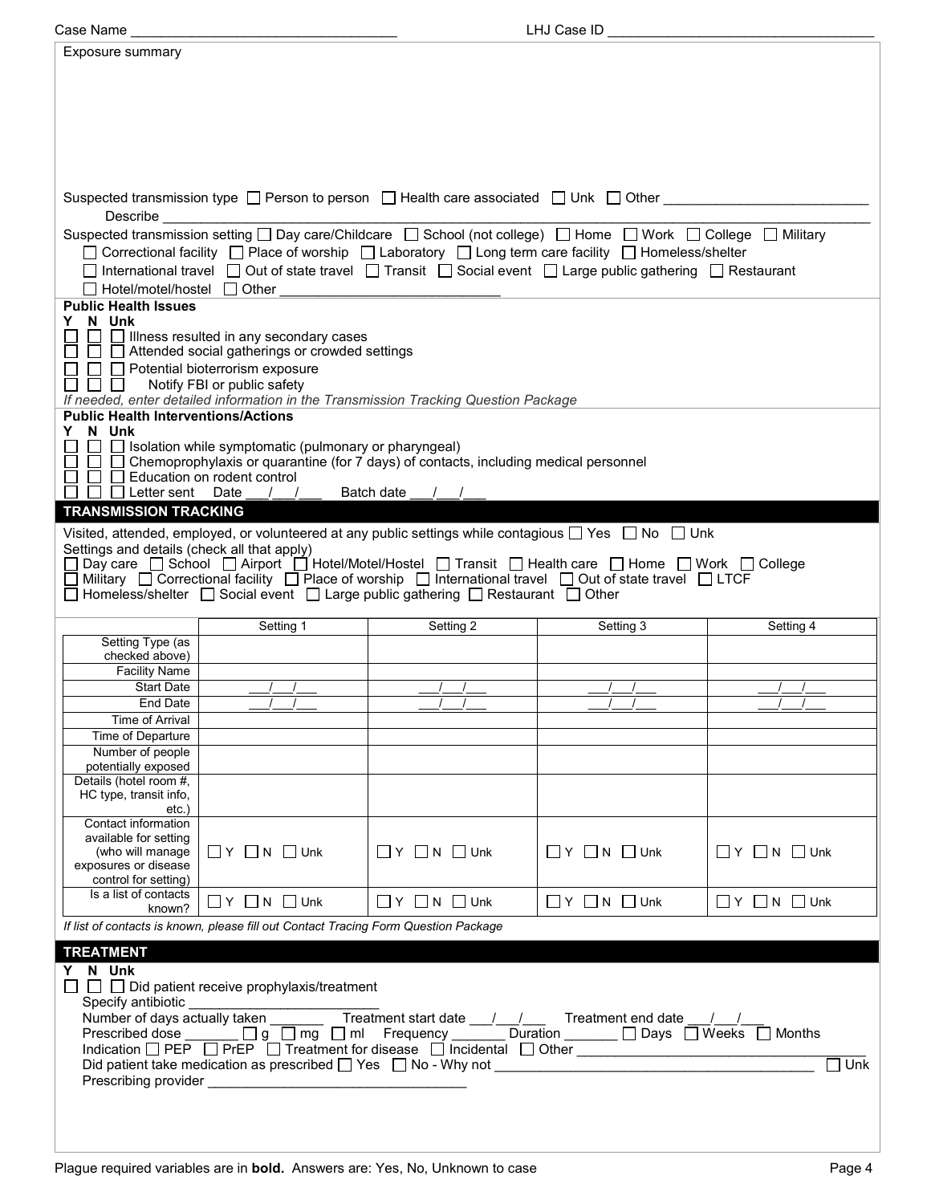Case Name ____________________ LHJ Case ID ____________________

Exposure summary

Suspected transmission type ☐ Person to person ☐ Health care associated ☐ Unk ☐ Other ____________________
Describe ____________________

Suspected transmission setting ☐ Day care/Childcare ☐ School (not college) ☐ Home ☐ Work ☐ College ☐ Military
☐ Correctional facility ☐ Place of worship ☐ Laboratory ☐ Long term care facility ☐ Homeless/shelter
☐ International travel ☐ Out of state travel ☐ Transit ☐ Social event ☐ Large public gathering ☐ Restaurant
☐ Hotel/motel/hostel ☐ Other ____________________

**Public Health Issues**

**Y N Unk**

☐ ☐ ☐ Illness resulted in any secondary cases
☐ ☐ ☐ Attended social gatherings or crowded settings
☐ ☐ ☐ Potential bioterrorism exposure
☐ ☐ ☐ Notify FBI or public safety

*If needed, enter detailed information in the Transmission Tracking Question Package*

**Public Health Interventions/Actions**

**Y N Unk**

☐ ☐ ☐ Isolation while symptomatic (pulmonary or pharyngeal)
☐ ☐ ☐ Chemoprophylaxis or quarantine (for 7 days) of contacts, including medical personnel
☐ ☐ ☐ Education on rodent control
☐ ☐ ☐ Letter sent Date ___/___/___ Batch date ___/___/___

## TRANSMISSION TRACKING

Visited, attended, employed, or volunteered at any public settings while contagious ☐ Yes ☐ No ☐ Unk

Settings and details (check all that apply)
☐ Day care ☐ School ☐ Airport ☐ Hotel/Motel/Hostel ☐ Transit ☐ Health care ☐ Home ☐ Work ☐ College
☐ Military ☐ Correctional facility ☐ Place of worship ☐ International travel ☐ Out of state travel ☐ LTCF
☐ Homeless/shelter ☐ Social event ☐ Large public gathering ☐ Restaurant ☐ Other

| | Setting 1 | Setting 2 | Setting 3 | Setting 4 |
|---|---|---|---|---|
| Setting Type (as checked above) | | | | |
| Facility Name | | | | |
| Start Date | ___/___/___ | ___/___/___ | ___/___/___ | ___/___/___ |
| End Date | ___/___/___ | ___/___/___ | ___/___/___ | ___/___/___ |
| Time of Arrival | | | | |
| Time of Departure | | | | |
| Number of people potentially exposed | | | | |
| Details (hotel room #, HC type, transit info, etc.) | | | | |
| Contact information available for setting (who will manage exposures or disease control for setting) | ☐ Y ☐ N ☐ Unk | ☐ Y ☐ N ☐ Unk | ☐ Y ☐ N ☐ Unk | ☐ Y ☐ N ☐ Unk |
| Is a list of contacts known? | ☐ Y ☐ N ☐ Unk | ☐ Y ☐ N ☐ Unk | ☐ Y ☐ N ☐ Unk | ☐ Y ☐ N ☐ Unk |

*If list of contacts is known, please fill out Contact Tracing Form Question Package*

## TREATMENT

**Y N Unk**

☐ ☐ ☐ Did patient receive prophylaxis/treatment

Specify antibiotic ____________________
Number of days actually taken _______ Treatment start date ___/___/___ Treatment end date ___/___/___
Prescribed dose _______ ☐ g ☐ mg ☐ ml Frequency _______ Duration _______ ☐ Days ☐ Weeks ☐ Months
Indication ☐ PEP ☐ PrEP ☐ Treatment for disease ☐ Incidental ☐ Other ____________________
Did patient take medication as prescribed ☐ Yes ☐ No - Why not ____________________ ☐ Unk
Prescribing provider ____________________

Plague required variables are in **bold**. Answers are: Yes, No, Unknown to case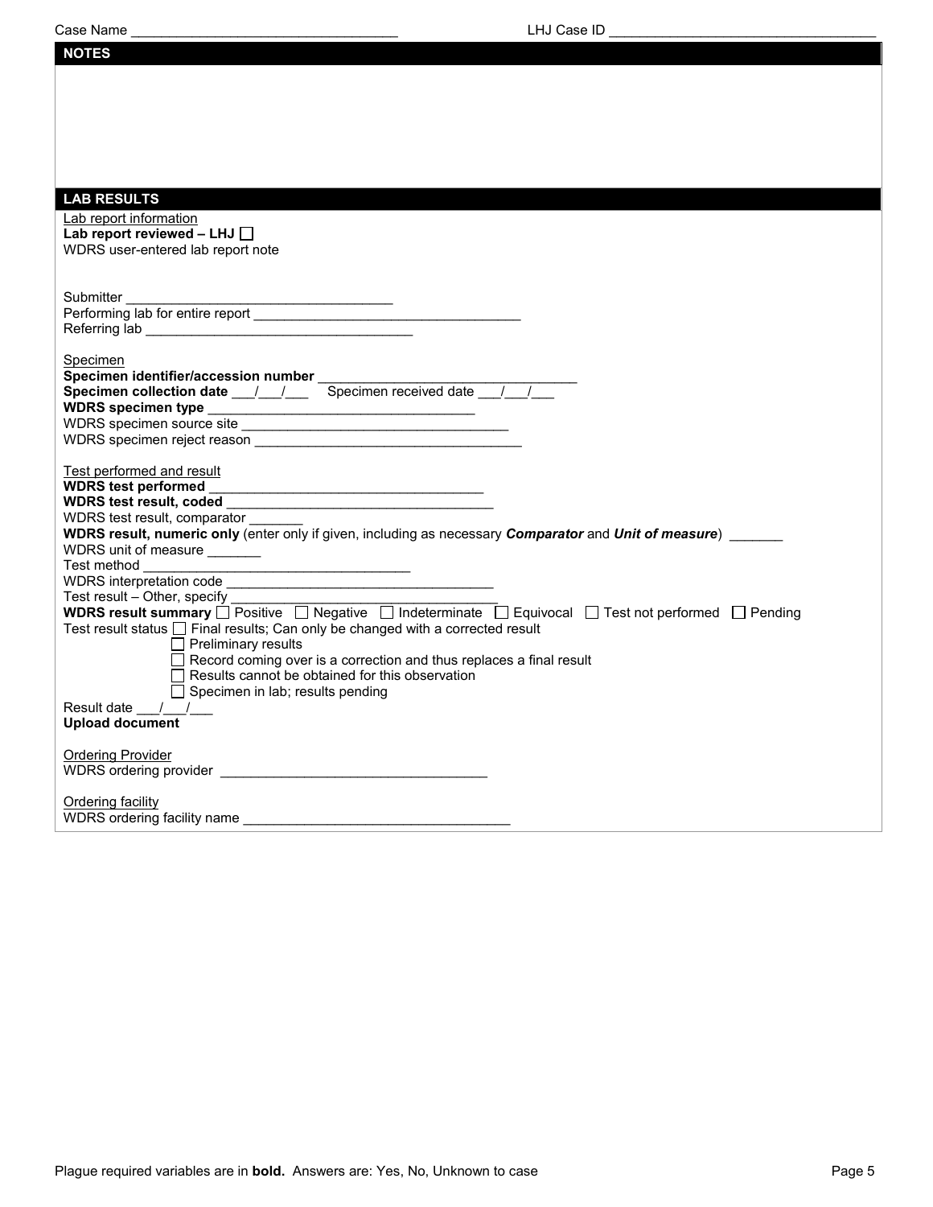Case Name ___________________________________ LHJ Case ID ___________________________________

## NOTES

## LAB RESULTS

Lab report information

**Lab report reviewed – LHJ** ☐

WDRS user-entered lab report note

Submitter ___________________________________

Performing lab for entire report ___________________________________

Referring lab ___________________________________

Specimen

**Specimen identifier/accession number** ___________________________________

**Specimen collection date** ___/___/___ Specimen received date ___/___/___

**WDRS specimen type** ___________________________________

WDRS specimen source site ___________________________________

WDRS specimen reject reason ___________________________________

Test performed and result

**WDRS test performed** ___________________________________

**WDRS test result, coded** ___________________________________

WDRS test result, comparator _______

**WDRS result, numeric only** (enter only if given, including as necessary ***Comparator*** and ***Unit of measure***) _______

WDRS unit of measure _______

Test method ___________________________________

WDRS interpretation code ___________________________________

Test result – Other, specify ___________________________________

**WDRS result summary** ☐ Positive ☐ Negative ☐ Indeterminate ☐ Equivocal ☐ Test not performed ☐ Pending

Test result status ☐ Final results; Can only be changed with a corrected result
☐ Preliminary results
☐ Record coming over is a correction and thus replaces a final result
☐ Results cannot be obtained for this observation
☐ Specimen in lab; results pending

Result date ___/___/___

**Upload document**

Ordering Provider

WDRS ordering provider ___________________________________

Ordering facility

WDRS ordering facility name ___________________________________

Plague required variables are in **bold.** Answers are: Yes, No, Unknown to case